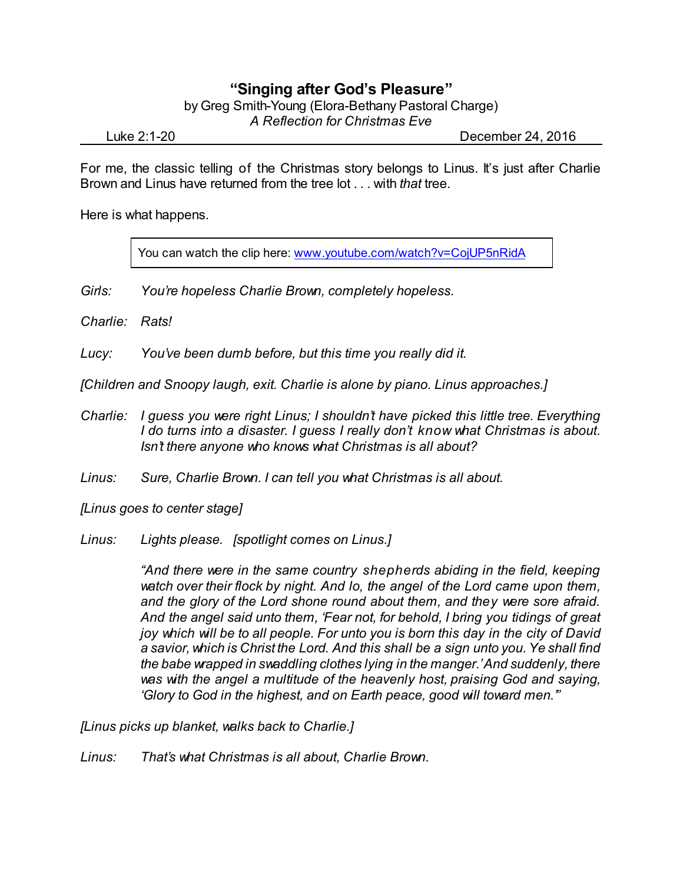# "Singing after God's Pleasure"

by Greg Smith-Young (Elora-Bethany Pastoral Charge)

*A Reflection for Christmas Eve*

Luke 2:1-20 December 24, 2016

For me, the classic telling of the Christmas story belongs to Linus. It's just after Charlie Brown and Linus have returned from the tree lot . . . with *that* tree.

Here is what happens.

> You can watch the clip here: www.youtube.com/watch?v=CojUP5nRidA

*Girls:* *You're hopeless Charlie Brown, completely hopeless.*

*Charlie:* *Rats!*

*Lucy:* *You've been dumb before, but this time you really did it.*

*[Children and Snoopy laugh, exit. Charlie is alone by piano. Linus approaches.]*

*Charlie:* *I guess you were right Linus; I shouldn't have picked this little tree. Everything I do turns into a disaster. I guess I really don't know what Christmas is about. Isn't there anyone who knows what Christmas is all about?*

*Linus:* *Sure, Charlie Brown. I can tell you what Christmas is all about.*

*[Linus goes to center stage]*

*Linus:* *Lights please. [spotlight comes on Linus.]*

*"And there were in the same country shepherds abiding in the field, keeping watch over their flock by night. And lo, the angel of the Lord came upon them, and the glory of the Lord shone round about them, and they were sore afraid. And the angel said unto them, 'Fear not, for behold, I bring you tidings of great joy which will be to all people. For unto you is born this day in the city of David a savior, which is Christ the Lord. And this shall be a sign unto you. Ye shall find the babe wrapped in swaddling clothes lying in the manger.' And suddenly, there was with the angel a multitude of the heavenly host, praising God and saying, 'Glory to God in the highest, and on Earth peace, good will toward men.'"*

*[Linus picks up blanket, walks back to Charlie.]*

*Linus:* *That's what Christmas is all about, Charlie Brown.*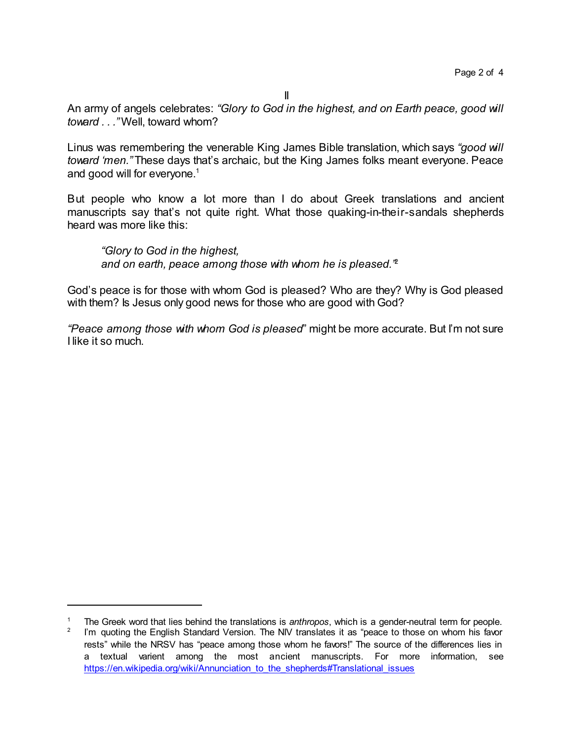II

An army of angels celebrates: *"Glory to God in the highest, and on Earth peace, good will toward . . ."* Well, toward whom?

Linus was remembering the venerable King James Bible translation, which says *"good will toward 'men."* These days that's archaic, but the King James folks meant everyone. Peace and good will for everyone.[1]

But people who know a lot more than I do about Greek translations and ancient manuscripts say that's not quite right. What those quaking-in-their-sandals shepherds heard was more like this:

> *"Glory to God in the highest,*
> *and on earth, peace among those with whom he is pleased."*[2]

God's peace is for those with whom God is pleased? Who are they? Why is God pleased with them? Is Jesus only good news for those who are good with God?

*"Peace among those with whom God is pleased"* might be more accurate. But I'm not sure I like it so much.

---

[1] The Greek word that lies behind the translations is *anthropos*, which is a gender-neutral term for people.

[2] I'm quoting the English Standard Version. The NIV translates it as "peace to those on whom his favor rests" while the NRSV has "peace among those whom he favors!" The source of the differences lies in a textual varient among the most ancient manuscripts. For more information, see https://en.wikipedia.org/wiki/Annunciation_to_the_shepherds#Translational_issues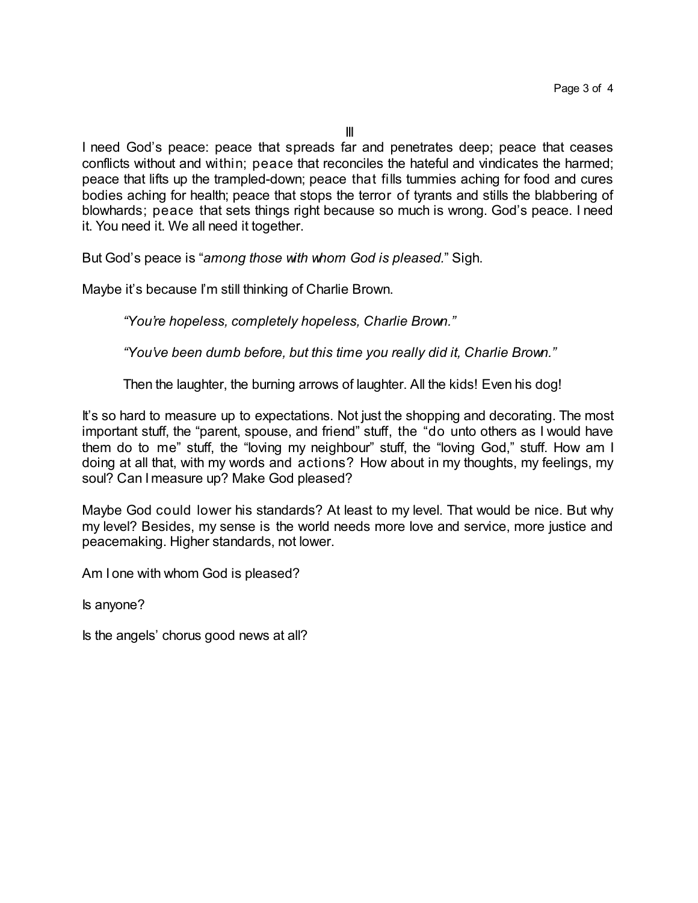III

I need God's peace: peace that spreads far and penetrates deep; peace that ceases conflicts without and within; peace that reconciles the hateful and vindicates the harmed; peace that lifts up the trampled-down; peace that fills tummies aching for food and cures bodies aching for health; peace that stops the terror of tyrants and stills the blabbering of blowhards; peace that sets things right because so much is wrong. God's peace. I need it. You need it. We all need it together.

But God's peace is "*among those with whom God is pleased.*" Sigh.

Maybe it's because I'm still thinking of Charlie Brown.

> *"You're hopeless, completely hopeless, Charlie Brown."*
>
> *"You've been dumb before, but this time you really did it, Charlie Brown."*
>
> Then the laughter, the burning arrows of laughter. All the kids! Even his dog!

It's so hard to measure up to expectations. Not just the shopping and decorating. The most important stuff, the "parent, spouse, and friend" stuff, the "do unto others as I would have them do to me" stuff, the "loving my neighbour" stuff, the "loving God," stuff. How am I doing at all that, with my words and actions? How about in my thoughts, my feelings, my soul? Can I measure up? Make God pleased?

Maybe God could lower his standards? At least to my level. That would be nice. But why my level? Besides, my sense is the world needs more love and service, more justice and peacemaking. Higher standards, not lower.

Am I one with whom God is pleased?

Is anyone?

Is the angels' chorus good news at all?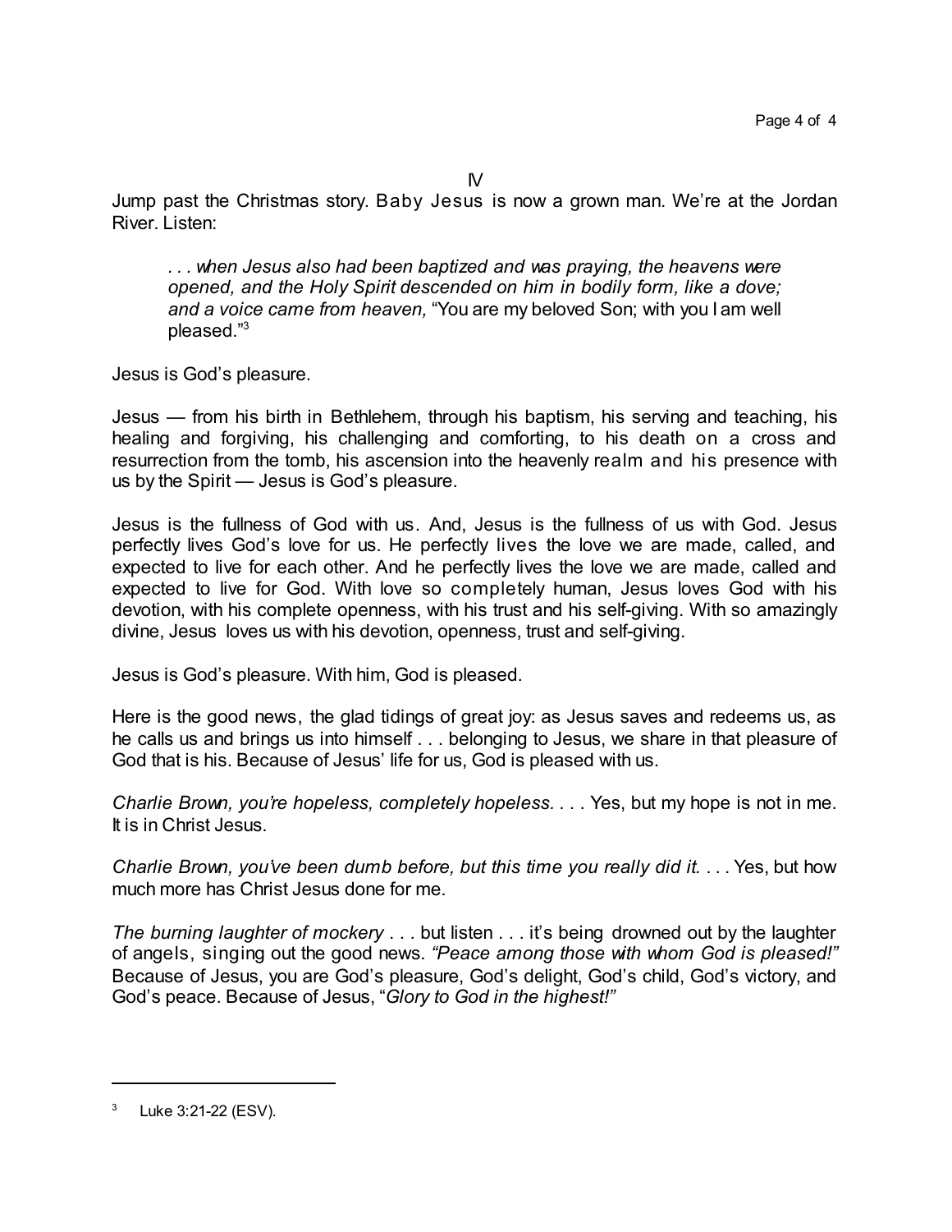## IV

Jump past the Christmas story. Baby Jesus is now a grown man. We're at the Jordan River. Listen:

> *. . . when Jesus also had been baptized and was praying, the heavens were opened, and the Holy Spirit descended on him in bodily form, like a dove; and a voice came from heaven,* "You are my beloved Son; with you I am well pleased."[3]

Jesus is God's pleasure.

Jesus — from his birth in Bethlehem, through his baptism, his serving and teaching, his healing and forgiving, his challenging and comforting, to his death on a cross and resurrection from the tomb, his ascension into the heavenly realm and his presence with us by the Spirit — Jesus is God's pleasure.

Jesus is the fullness of God with us. And, Jesus is the fullness of us with God. Jesus perfectly lives God's love for us. He perfectly lives the love we are made, called, and expected to live for each other. And he perfectly lives the love we are made, called and expected to live for God. With love so completely human, Jesus loves God with his devotion, with his complete openness, with his trust and his self-giving. With so amazingly divine, Jesus loves us with his devotion, openness, trust and self-giving.

Jesus is God's pleasure. With him, God is pleased.

Here is the good news, the glad tidings of great joy: as Jesus saves and redeems us, as he calls us and brings us into himself . . . belonging to Jesus, we share in that pleasure of God that is his. Because of Jesus' life for us, God is pleased with us.

*Charlie Brown, you're hopeless, completely hopeless.* . . . Yes, but my hope is not in me. It is in Christ Jesus.

*Charlie Brown, you've been dumb before, but this time you really did it.* . . . Yes, but how much more has Christ Jesus done for me.

*The burning laughter of mockery* . . . but listen . . . it's being drowned out by the laughter of angels, singing out the good news. *"Peace among those with whom God is pleased!"* Because of Jesus, you are God's pleasure, God's delight, God's child, God's victory, and God's peace. Because of Jesus, "*Glory to God in the highest!"*

---

[3] Luke 3:21-22 (ESV).